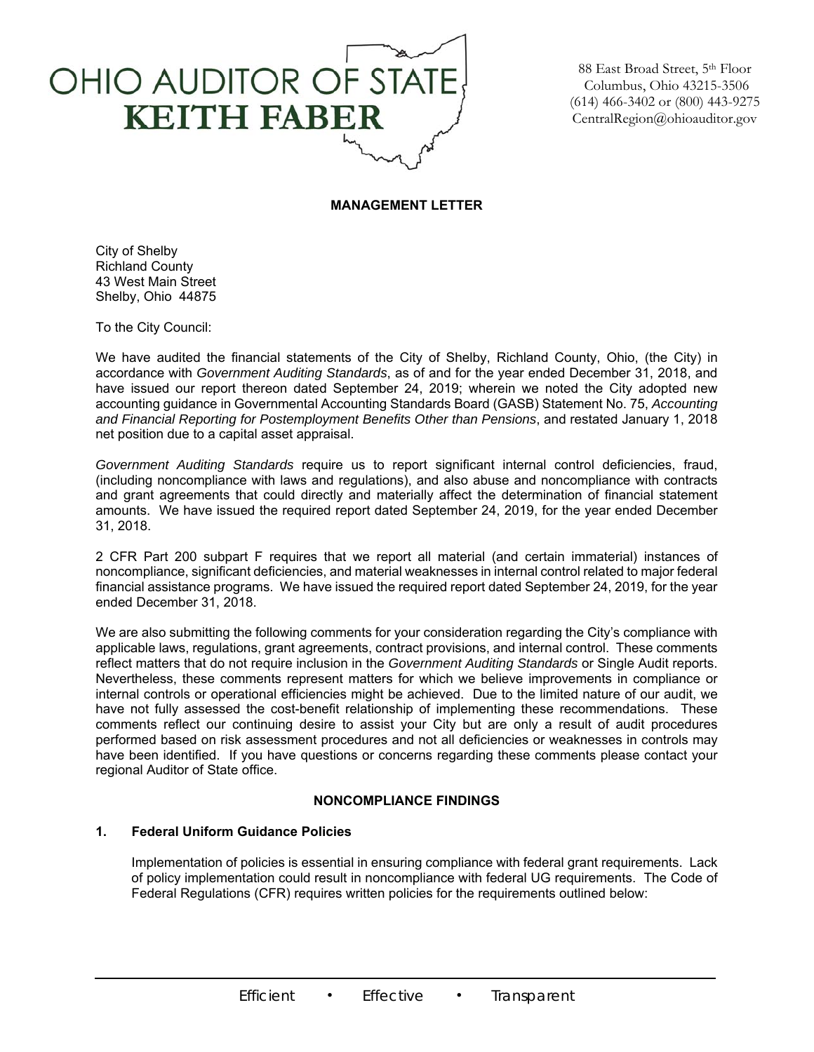# OHIO AUDITOR OF STATE
# KEITH FABER

88 East Broad Street, 5th Floor
Columbus, Ohio 43215-3506
(614) 466-3402 or (800) 443-9275
CentralRegion@ohioauditor.gov

## MANAGEMENT LETTER

City of Shelby
Richland County
43 West Main Street
Shelby, Ohio 44875

To the City Council:

We have audited the financial statements of the City of Shelby, Richland County, Ohio, (the City) in accordance with *Government Auditing Standards*, as of and for the year ended December 31, 2018, and have issued our report thereon dated September 24, 2019; wherein we noted the City adopted new accounting guidance in Governmental Accounting Standards Board (GASB) Statement No. 75, *Accounting and Financial Reporting for Postemployment Benefits Other than Pensions*, and restated January 1, 2018 net position due to a capital asset appraisal.

*Government Auditing Standards* require us to report significant internal control deficiencies, fraud, (including noncompliance with laws and regulations), and also abuse and noncompliance with contracts and grant agreements that could directly and materially affect the determination of financial statement amounts. We have issued the required report dated September 24, 2019, for the year ended December 31, 2018.

2 CFR Part 200 subpart F requires that we report all material (and certain immaterial) instances of noncompliance, significant deficiencies, and material weaknesses in internal control related to major federal financial assistance programs. We have issued the required report dated September 24, 2019, for the year ended December 31, 2018.

We are also submitting the following comments for your consideration regarding the City's compliance with applicable laws, regulations, grant agreements, contract provisions, and internal control. These comments reflect matters that do not require inclusion in the *Government Auditing Standards* or Single Audit reports. Nevertheless, these comments represent matters for which we believe improvements in compliance or internal controls or operational efficiencies might be achieved. Due to the limited nature of our audit, we have not fully assessed the cost-benefit relationship of implementing these recommendations. These comments reflect our continuing desire to assist your City but are only a result of audit procedures performed based on risk assessment procedures and not all deficiencies or weaknesses in controls may have been identified. If you have questions or concerns regarding these comments please contact your regional Auditor of State office.

## NONCOMPLIANCE FINDINGS

### 1. Federal Uniform Guidance Policies

Implementation of policies is essential in ensuring compliance with federal grant requirements. Lack of policy implementation could result in noncompliance with federal UG requirements. The Code of Federal Regulations (CFR) requires written policies for the requirements outlined below: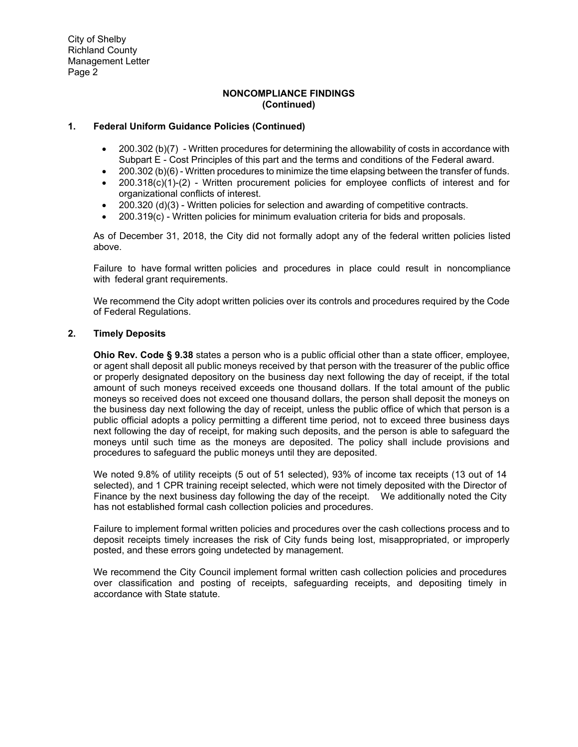## NONCOMPLIANCE FINDINGS (Continued)

### 1. Federal Uniform Guidance Policies (Continued)

- 200.302 (b)(7) - Written procedures for determining the allowability of costs in accordance with Subpart E - Cost Principles of this part and the terms and conditions of the Federal award.
- 200.302 (b)(6) - Written procedures to minimize the time elapsing between the transfer of funds.
- 200.318(c)(1)-(2) - Written procurement policies for employee conflicts of interest and for organizational conflicts of interest.
- 200.320 (d)(3) - Written policies for selection and awarding of competitive contracts.
- 200.319(c) - Written policies for minimum evaluation criteria for bids and proposals.

As of December 31, 2018, the City did not formally adopt any of the federal written policies listed above.

Failure to have formal written policies and procedures in place could result in noncompliance with federal grant requirements.

We recommend the City adopt written policies over its controls and procedures required by the Code of Federal Regulations.

### 2. Timely Deposits

**Ohio Rev. Code § 9.38** states a person who is a public official other than a state officer, employee, or agent shall deposit all public moneys received by that person with the treasurer of the public office or properly designated depository on the business day next following the day of receipt, if the total amount of such moneys received exceeds one thousand dollars. If the total amount of the public moneys so received does not exceed one thousand dollars, the person shall deposit the moneys on the business day next following the day of receipt, unless the public office of which that person is a public official adopts a policy permitting a different time period, not to exceed three business days next following the day of receipt, for making such deposits, and the person is able to safeguard the moneys until such time as the moneys are deposited. The policy shall include provisions and procedures to safeguard the public moneys until they are deposited.

We noted 9.8% of utility receipts (5 out of 51 selected), 93% of income tax receipts (13 out of 14 selected), and 1 CPR training receipt selected, which were not timely deposited with the Director of Finance by the next business day following the day of the receipt. We additionally noted the City has not established formal cash collection policies and procedures.

Failure to implement formal written policies and procedures over the cash collections process and to deposit receipts timely increases the risk of City funds being lost, misappropriated, or improperly posted, and these errors going undetected by management.

We recommend the City Council implement formal written cash collection policies and procedures over classification and posting of receipts, safeguarding receipts, and depositing timely in accordance with State statute.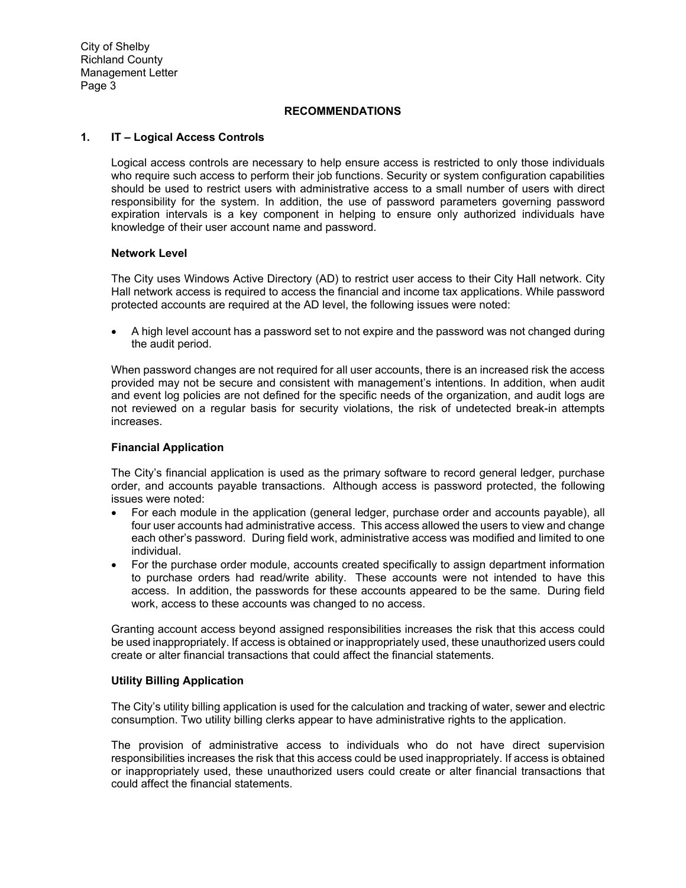## RECOMMENDATIONS

### 1. IT – Logical Access Controls

Logical access controls are necessary to help ensure access is restricted to only those individuals who require such access to perform their job functions. Security or system configuration capabilities should be used to restrict users with administrative access to a small number of users with direct responsibility for the system. In addition, the use of password parameters governing password expiration intervals is a key component in helping to ensure only authorized individuals have knowledge of their user account name and password.

**Network Level**

The City uses Windows Active Directory (AD) to restrict user access to their City Hall network. City Hall network access is required to access the financial and income tax applications. While password protected accounts are required at the AD level, the following issues were noted:

- A high level account has a password set to not expire and the password was not changed during the audit period.

When password changes are not required for all user accounts, there is an increased risk the access provided may not be secure and consistent with management's intentions. In addition, when audit and event log policies are not defined for the specific needs of the organization, and audit logs are not reviewed on a regular basis for security violations, the risk of undetected break-in attempts increases.

**Financial Application**

The City's financial application is used as the primary software to record general ledger, purchase order, and accounts payable transactions. Although access is password protected, the following issues were noted:

- For each module in the application (general ledger, purchase order and accounts payable), all four user accounts had administrative access. This access allowed the users to view and change each other's password. During field work, administrative access was modified and limited to one individual.
- For the purchase order module, accounts created specifically to assign department information to purchase orders had read/write ability. These accounts were not intended to have this access. In addition, the passwords for these accounts appeared to be the same. During field work, access to these accounts was changed to no access.

Granting account access beyond assigned responsibilities increases the risk that this access could be used inappropriately. If access is obtained or inappropriately used, these unauthorized users could create or alter financial transactions that could affect the financial statements.

**Utility Billing Application**

The City's utility billing application is used for the calculation and tracking of water, sewer and electric consumption. Two utility billing clerks appear to have administrative rights to the application.

The provision of administrative access to individuals who do not have direct supervision responsibilities increases the risk that this access could be used inappropriately. If access is obtained or inappropriately used, these unauthorized users could create or alter financial transactions that could affect the financial statements.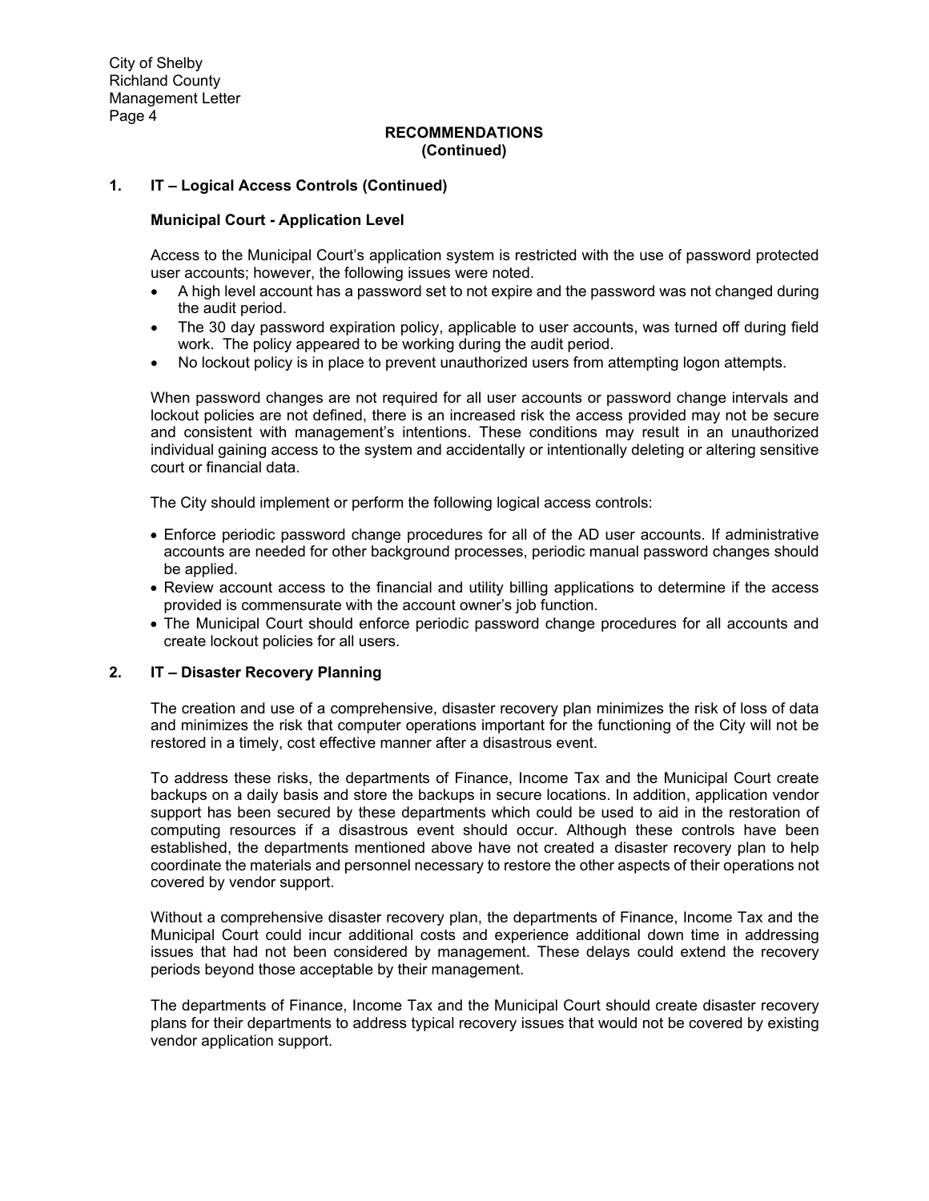**RECOMMENDATIONS**
**(Continued)**

## 1. IT – Logical Access Controls (Continued)

### Municipal Court - Application Level

Access to the Municipal Court's application system is restricted with the use of password protected user accounts; however, the following issues were noted.

- A high level account has a password set to not expire and the password was not changed during the audit period.
- The 30 day password expiration policy, applicable to user accounts, was turned off during field work. The policy appeared to be working during the audit period.
- No lockout policy is in place to prevent unauthorized users from attempting logon attempts.

When password changes are not required for all user accounts or password change intervals and lockout policies are not defined, there is an increased risk the access provided may not be secure and consistent with management's intentions. These conditions may result in an unauthorized individual gaining access to the system and accidentally or intentionally deleting or altering sensitive court or financial data.

The City should implement or perform the following logical access controls:

- Enforce periodic password change procedures for all of the AD user accounts. If administrative accounts are needed for other background processes, periodic manual password changes should be applied.
- Review account access to the financial and utility billing applications to determine if the access provided is commensurate with the account owner's job function.
- The Municipal Court should enforce periodic password change procedures for all accounts and create lockout policies for all users.

## 2. IT – Disaster Recovery Planning

The creation and use of a comprehensive, disaster recovery plan minimizes the risk of loss of data and minimizes the risk that computer operations important for the functioning of the City will not be restored in a timely, cost effective manner after a disastrous event.

To address these risks, the departments of Finance, Income Tax and the Municipal Court create backups on a daily basis and store the backups in secure locations. In addition, application vendor support has been secured by these departments which could be used to aid in the restoration of computing resources if a disastrous event should occur. Although these controls have been established, the departments mentioned above have not created a disaster recovery plan to help coordinate the materials and personnel necessary to restore the other aspects of their operations not covered by vendor support.

Without a comprehensive disaster recovery plan, the departments of Finance, Income Tax and the Municipal Court could incur additional costs and experience additional down time in addressing issues that had not been considered by management. These delays could extend the recovery periods beyond those acceptable by their management.

The departments of Finance, Income Tax and the Municipal Court should create disaster recovery plans for their departments to address typical recovery issues that would not be covered by existing vendor application support.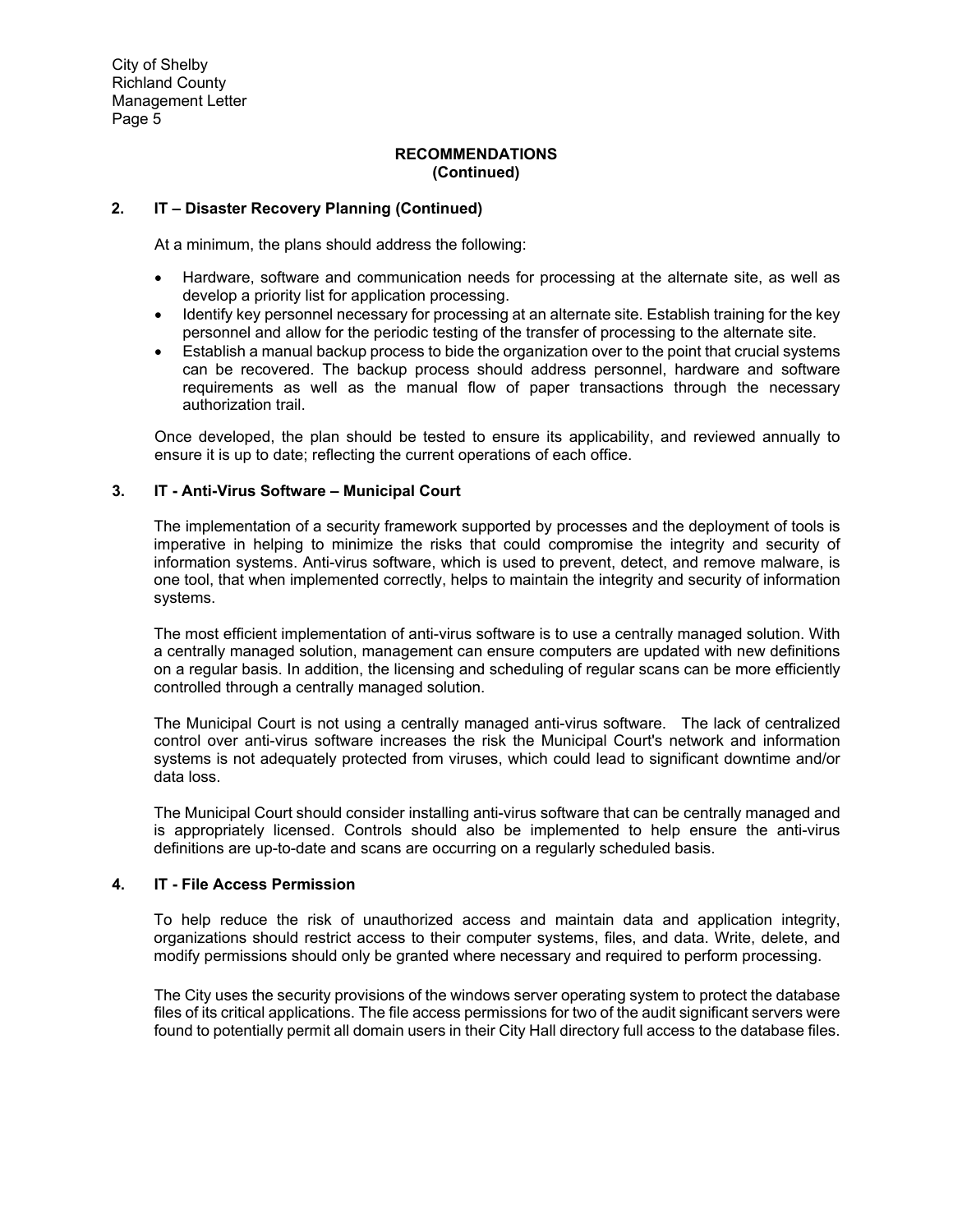## RECOMMENDATIONS
## (Continued)

### 2. IT – Disaster Recovery Planning (Continued)

At a minimum, the plans should address the following:

- Hardware, software and communication needs for processing at the alternate site, as well as develop a priority list for application processing.
- Identify key personnel necessary for processing at an alternate site. Establish training for the key personnel and allow for the periodic testing of the transfer of processing to the alternate site.
- Establish a manual backup process to bide the organization over to the point that crucial systems can be recovered. The backup process should address personnel, hardware and software requirements as well as the manual flow of paper transactions through the necessary authorization trail.

Once developed, the plan should be tested to ensure its applicability, and reviewed annually to ensure it is up to date; reflecting the current operations of each office.

### 3. IT - Anti-Virus Software – Municipal Court

The implementation of a security framework supported by processes and the deployment of tools is imperative in helping to minimize the risks that could compromise the integrity and security of information systems. Anti-virus software, which is used to prevent, detect, and remove malware, is one tool, that when implemented correctly, helps to maintain the integrity and security of information systems.

The most efficient implementation of anti-virus software is to use a centrally managed solution. With a centrally managed solution, management can ensure computers are updated with new definitions on a regular basis. In addition, the licensing and scheduling of regular scans can be more efficiently controlled through a centrally managed solution.

The Municipal Court is not using a centrally managed anti-virus software. The lack of centralized control over anti-virus software increases the risk the Municipal Court's network and information systems is not adequately protected from viruses, which could lead to significant downtime and/or data loss.

The Municipal Court should consider installing anti-virus software that can be centrally managed and is appropriately licensed. Controls should also be implemented to help ensure the anti-virus definitions are up-to-date and scans are occurring on a regularly scheduled basis.

### 4. IT - File Access Permission

To help reduce the risk of unauthorized access and maintain data and application integrity, organizations should restrict access to their computer systems, files, and data. Write, delete, and modify permissions should only be granted where necessary and required to perform processing.

The City uses the security provisions of the windows server operating system to protect the database files of its critical applications. The file access permissions for two of the audit significant servers were found to potentially permit all domain users in their City Hall directory full access to the database files.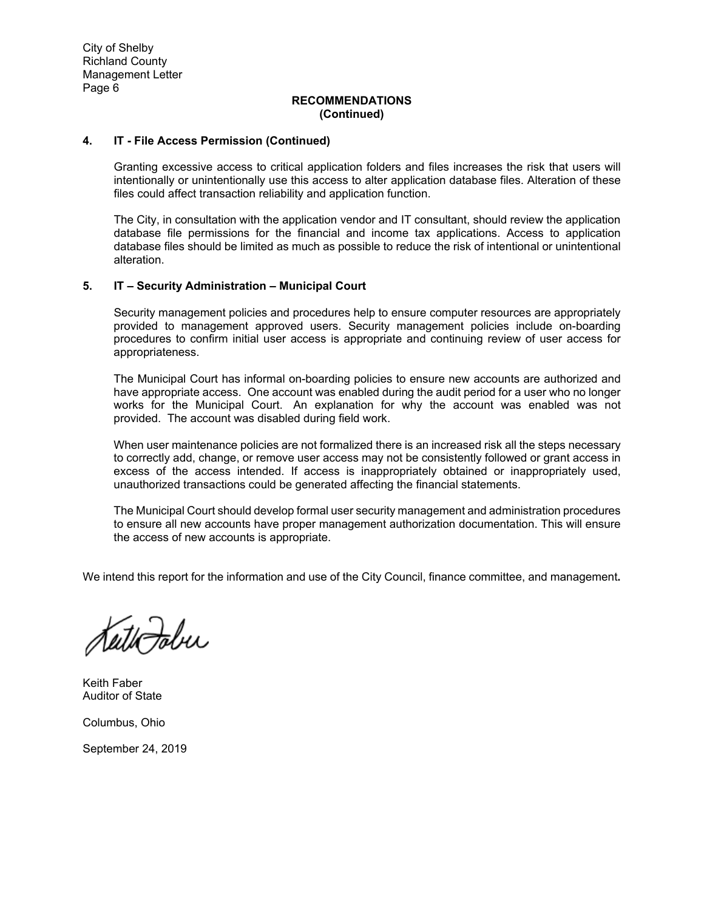**RECOMMENDATIONS (Continued)**

**4. IT - File Access Permission (Continued)**

Granting excessive access to critical application folders and files increases the risk that users will intentionally or unintentionally use this access to alter application database files. Alteration of these files could affect transaction reliability and application function.

The City, in consultation with the application vendor and IT consultant, should review the application database file permissions for the financial and income tax applications. Access to application database files should be limited as much as possible to reduce the risk of intentional or unintentional alteration.

**5. IT – Security Administration – Municipal Court**

Security management policies and procedures help to ensure computer resources are appropriately provided to management approved users. Security management policies include on-boarding procedures to confirm initial user access is appropriate and continuing review of user access for appropriateness.

The Municipal Court has informal on-boarding policies to ensure new accounts are authorized and have appropriate access. One account was enabled during the audit period for a user who no longer works for the Municipal Court. An explanation for why the account was enabled was not provided. The account was disabled during field work.

When user maintenance policies are not formalized there is an increased risk all the steps necessary to correctly add, change, or remove user access may not be consistently followed or grant access in excess of the access intended. If access is inappropriately obtained or inappropriately used, unauthorized transactions could be generated affecting the financial statements.

The Municipal Court should develop formal user security management and administration procedures to ensure all new accounts have proper management authorization documentation. This will ensure the access of new accounts is appropriate.

We intend this report for the information and use of the City Council, finance committee, and management.

Keith Faber
Auditor of State

Columbus, Ohio

September 24, 2019